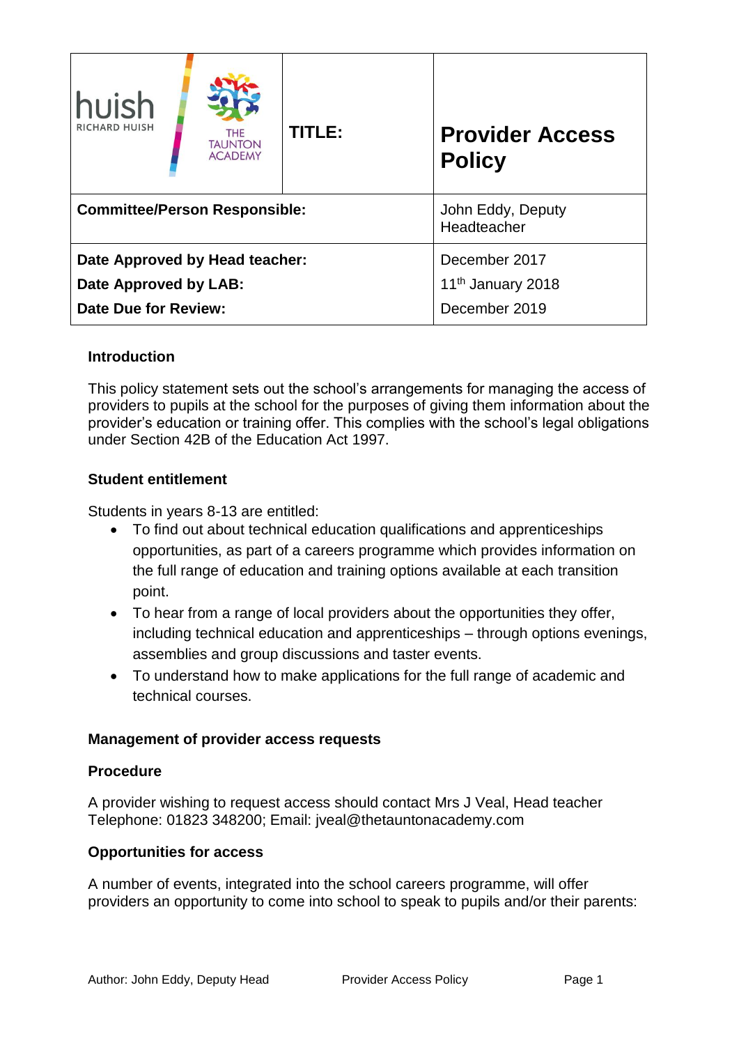| huish RICHARD HUISH / THE TAUNTON ACADEMY | **TITLE:** | **Provider Access Policy** |
|---|---|---|
| **Committee/Person Responsible:** | | John Eddy, Deputy Headteacher |
| **Date Approved by Head teacher:**<br>**Date Approved by LAB:**<br>**Date Due for Review:** | | December 2017<br>11th January 2018<br>December 2019 |

## Introduction

This policy statement sets out the school's arrangements for managing the access of providers to pupils at the school for the purposes of giving them information about the provider's education or training offer. This complies with the school's legal obligations under Section 42B of the Education Act 1997.

## Student entitlement

Students in years 8-13 are entitled:

- To find out about technical education qualifications and apprenticeships opportunities, as part of a careers programme which provides information on the full range of education and training options available at each transition point.
- To hear from a range of local providers about the opportunities they offer, including technical education and apprenticeships – through options evenings, assemblies and group discussions and taster events.
- To understand how to make applications for the full range of academic and technical courses.

## Management of provider access requests

### Procedure

A provider wishing to request access should contact Mrs J Veal, Head teacher Telephone: 01823 348200; Email: jveal@thetauntonacademy.com

### Opportunities for access

A number of events, integrated into the school careers programme, will offer providers an opportunity to come into school to speak to pupils and/or their parents: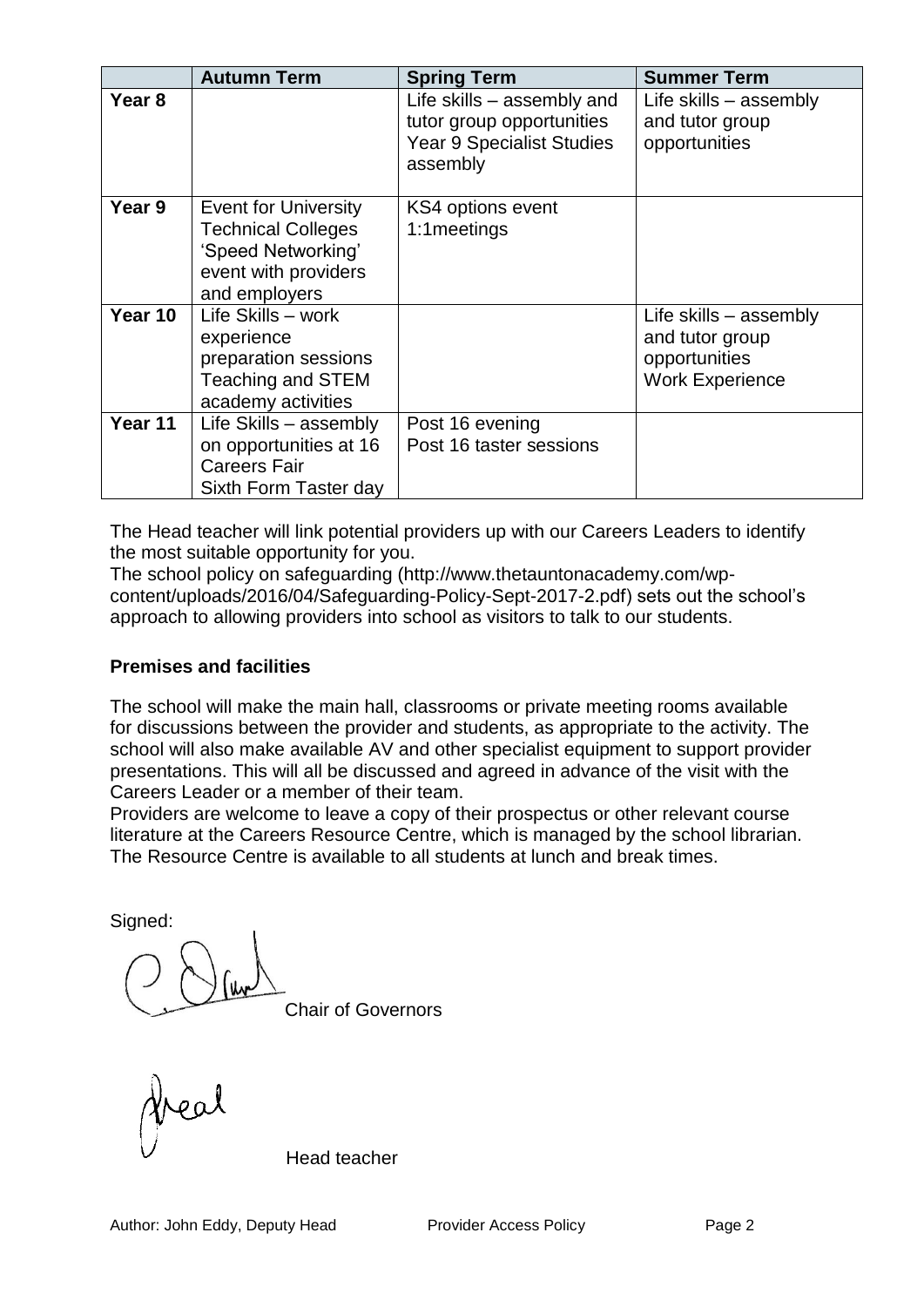| | Autumn Term | Spring Term | Summer Term |
|---|---|---|---|
| **Year 8** | | Life skills – assembly and tutor group opportunities<br>Year 9 Specialist Studies assembly | Life skills – assembly and tutor group opportunities |
| **Year 9** | Event for University Technical Colleges<br>'Speed Networking' event with providers and employers | KS4 options event<br>1:1meetings | |
| **Year 10** | Life Skills – work experience preparation sessions<br>Teaching and STEM academy activities | | Life skills – assembly and tutor group opportunities<br>Work Experience |
| **Year 11** | Life Skills – assembly on opportunities at 16<br>Careers Fair<br>Sixth Form Taster day | Post 16 evening<br>Post 16 taster sessions | |

The Head teacher will link potential providers up with our Careers Leaders to identify the most suitable opportunity for you.
The school policy on safeguarding (http://www.thetauntonacademy.com/wp-content/uploads/2016/04/Safeguarding-Policy-Sept-2017-2.pdf) sets out the school's approach to allowing providers into school as visitors to talk to our students.

**Premises and facilities**

The school will make the main hall, classrooms or private meeting rooms available for discussions between the provider and students, as appropriate to the activity. The school will also make available AV and other specialist equipment to support provider presentations. This will all be discussed and agreed in advance of the visit with the Careers Leader or a member of their team.
Providers are welcome to leave a copy of their prospectus or other relevant course literature at the Careers Resource Centre, which is managed by the school librarian. The Resource Centre is available to all students at lunch and break times.

Signed:

Chair of Governors

Head teacher

Author: John Eddy, Deputy Head Provider Access Policy